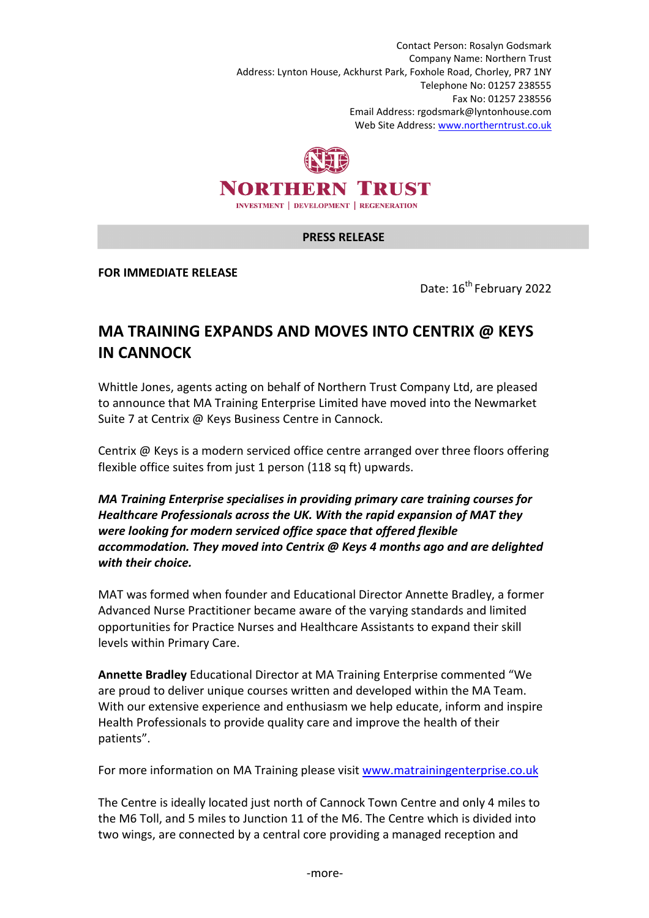Contact Person: Rosalyn Godsmark
Company Name: Northern Trust
Address: Lynton House, Ackhurst Park, Foxhole Road, Chorley, PR7 1NY
Telephone No: 01257 238555
Fax No: 01257 238556
Email Address: rgodsmark@lyntonhouse.com
Web Site Address: www.northerntrust.co.uk

NORTHERN TRUST

INVESTMENT | DEVELOPMENT | REGENERATION

**PRESS RELEASE**

**FOR IMMEDIATE RELEASE**

Date: 16th February 2022

# MA TRAINING EXPANDS AND MOVES INTO CENTRIX @ KEYS IN CANNOCK

Whittle Jones, agents acting on behalf of Northern Trust Company Ltd, are pleased to announce that MA Training Enterprise Limited have moved into the Newmarket Suite 7 at Centrix @ Keys Business Centre in Cannock.

Centrix @ Keys is a modern serviced office centre arranged over three floors offering flexible office suites from just 1 person (118 sq ft) upwards.

***MA Training Enterprise specialises in providing primary care training courses for Healthcare Professionals across the UK. With the rapid expansion of MAT they were looking for modern serviced office space that offered flexible accommodation. They moved into Centrix @ Keys 4 months ago and are delighted with their choice.***

MAT was formed when founder and Educational Director Annette Bradley, a former Advanced Nurse Practitioner became aware of the varying standards and limited opportunities for Practice Nurses and Healthcare Assistants to expand their skill levels within Primary Care.

**Annette Bradley** Educational Director at MA Training Enterprise commented "We are proud to deliver unique courses written and developed within the MA Team. With our extensive experience and enthusiasm we help educate, inform and inspire Health Professionals to provide quality care and improve the health of their patients".

For more information on MA Training please visit www.matrainingenterprise.co.uk

The Centre is ideally located just north of Cannock Town Centre and only 4 miles to the M6 Toll, and 5 miles to Junction 11 of the M6. The Centre which is divided into two wings, are connected by a central core providing a managed reception and

-more-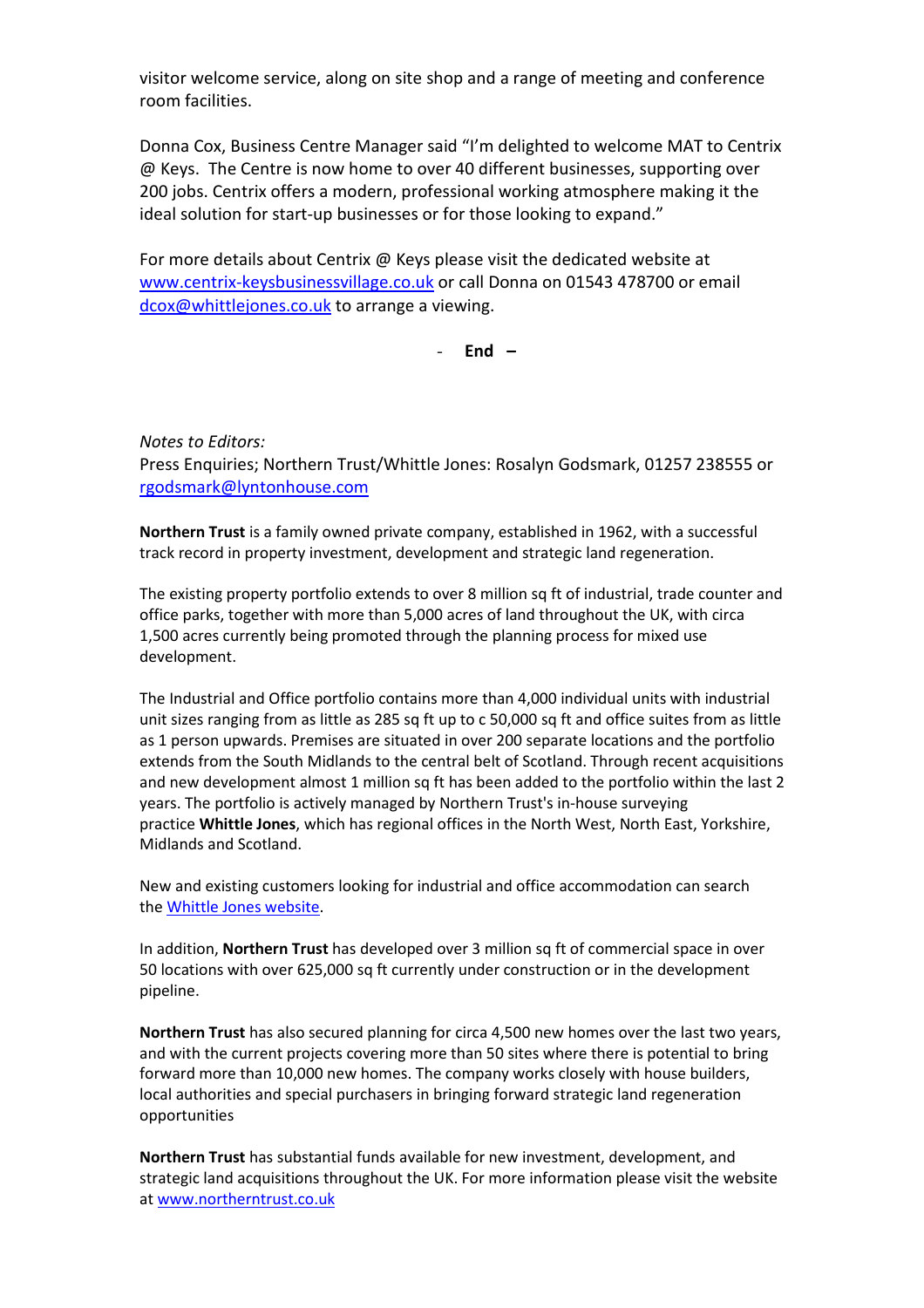visitor welcome service, along on site shop and a range of meeting and conference room facilities.

Donna Cox, Business Centre Manager said "I'm delighted to welcome MAT to Centrix @ Keys. The Centre is now home to over 40 different businesses, supporting over 200 jobs. Centrix offers a modern, professional working atmosphere making it the ideal solution for start-up businesses or for those looking to expand."

For more details about Centrix @ Keys please visit the dedicated website at www.centrix-keysbusinessvillage.co.uk or call Donna on 01543 478700 or email dcox@whittlejones.co.uk to arrange a viewing.

- **End –**

*Notes to Editors:*
Press Enquiries; Northern Trust/Whittle Jones: Rosalyn Godsmark, 01257 238555 or rgodsmark@lyntonhouse.com

**Northern Trust** is a family owned private company, established in 1962, with a successful track record in property investment, development and strategic land regeneration.

The existing property portfolio extends to over 8 million sq ft of industrial, trade counter and office parks, together with more than 5,000 acres of land throughout the UK, with circa 1,500 acres currently being promoted through the planning process for mixed use development.

The Industrial and Office portfolio contains more than 4,000 individual units with industrial unit sizes ranging from as little as 285 sq ft up to c 50,000 sq ft and office suites from as little as 1 person upwards. Premises are situated in over 200 separate locations and the portfolio extends from the South Midlands to the central belt of Scotland. Through recent acquisitions and new development almost 1 million sq ft has been added to the portfolio within the last 2 years. The portfolio is actively managed by Northern Trust's in-house surveying practice **Whittle Jones**, which has regional offices in the North West, North East, Yorkshire, Midlands and Scotland.

New and existing customers looking for industrial and office accommodation can search the Whittle Jones website.

In addition, **Northern Trust** has developed over 3 million sq ft of commercial space in over 50 locations with over 625,000 sq ft currently under construction or in the development pipeline.

**Northern Trust** has also secured planning for circa 4,500 new homes over the last two years, and with the current projects covering more than 50 sites where there is potential to bring forward more than 10,000 new homes. The company works closely with house builders, local authorities and special purchasers in bringing forward strategic land regeneration opportunities

**Northern Trust** has substantial funds available for new investment, development, and strategic land acquisitions throughout the UK. For more information please visit the website at www.northerntrust.co.uk